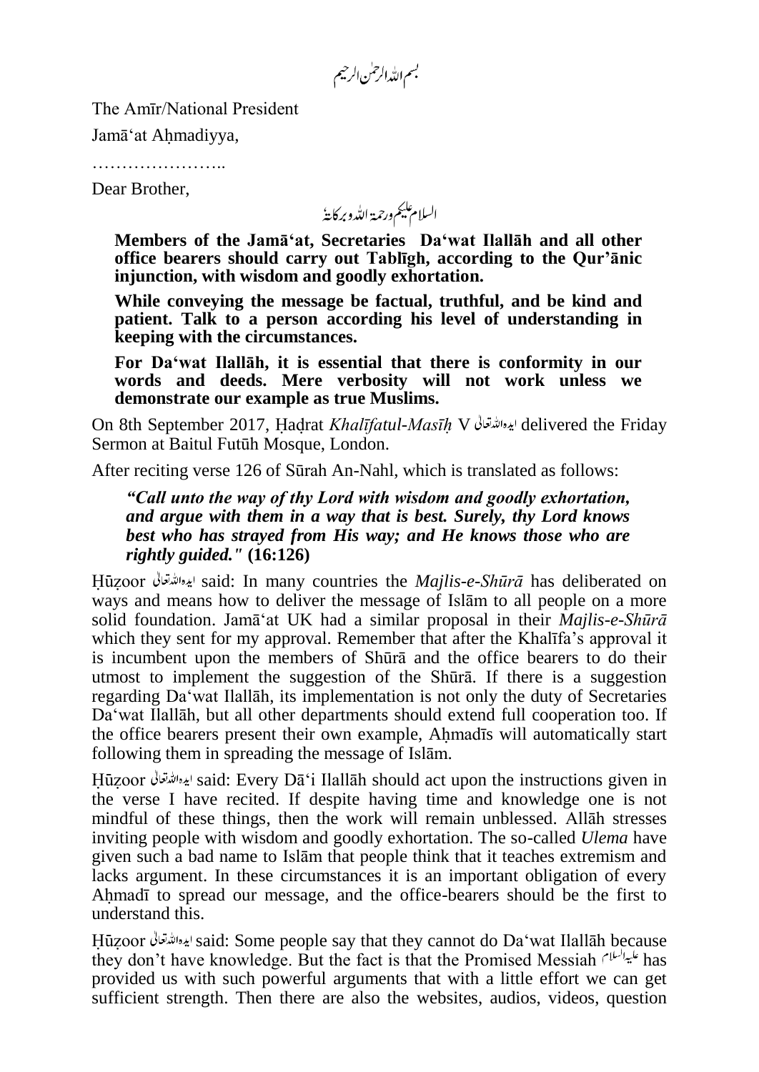بسم اللہ الرحمٰن الرحیم

The Amīr/National President

Jamā'at Aḥmadiyya,

…………………..

Dear Brother,

السلام علیکم ورحمۃ اللہ وبرکاتہٗ

**Members of the Jamā'at, Secretaries Da'wat Ilallāh and all other office bearers should carry out Tablīgh, according to the Qur'ānic injunction, with wisdom and goodly exhortation.**

**While conveying the message be factual, truthful, and be kind and patient. Talk to a person according his level of understanding in keeping with the circumstances.**

**For Da'wat Ilallāh, it is essential that there is conformity in our words and deeds. Mere verbosity will not work unless we demonstrate our example as true Muslims.**

On 8th September 2017, Ḥaḍrat *Khalīfatul-Masīḥ* V ایدہ اللہ تعالیٰ delivered the Friday Sermon at Baitul Futūh Mosque, London.

After reciting verse 126 of Sūrah An-Nahl, which is translated as follows:

***"Call unto the way of thy Lord with wisdom and goodly exhortation, and argue with them in a way that is best. Surely, thy Lord knows best who has strayed from His way; and He knows those who are rightly guided."*** **(16:126)**

Ḥūẓoor ایدہ اللہ تعالیٰ said: In many countries the *Majlis-e-Shūrā* has deliberated on ways and means how to deliver the message of Islām to all people on a more solid foundation. Jamā'at UK had a similar proposal in their *Majlis-e-Shūrā* which they sent for my approval. Remember that after the Khalīfa's approval it is incumbent upon the members of Shūrā and the office bearers to do their utmost to implement the suggestion of the Shūrā. If there is a suggestion regarding Da'wat Ilallāh, its implementation is not only the duty of Secretaries Da'wat Ilallāh, but all other departments should extend full cooperation too. If the office bearers present their own example, Aḥmadīs will automatically start following them in spreading the message of Islām.

Ḥūẓoor ایدہ اللہ تعالیٰ said: Every Dā'i Ilallāh should act upon the instructions given in the verse I have recited. If despite having time and knowledge one is not mindful of these things, then the work will remain unblessed. Allāh stresses inviting people with wisdom and goodly exhortation. The so-called *Ulema* have given such a bad name to Islām that people think that it teaches extremism and lacks argument. In these circumstances it is an important obligation of every Aḥmadī to spread our message, and the office-bearers should be the first to understand this.

Ḥūẓoor ایدہ اللہ تعالیٰ said: Some people say that they cannot do Da'wat Ilallāh because they don't have knowledge. But the fact is that the Promised Messiah علیہ السلام has provided us with such powerful arguments that with a little effort we can get sufficient strength. Then there are also the websites, audios, videos, question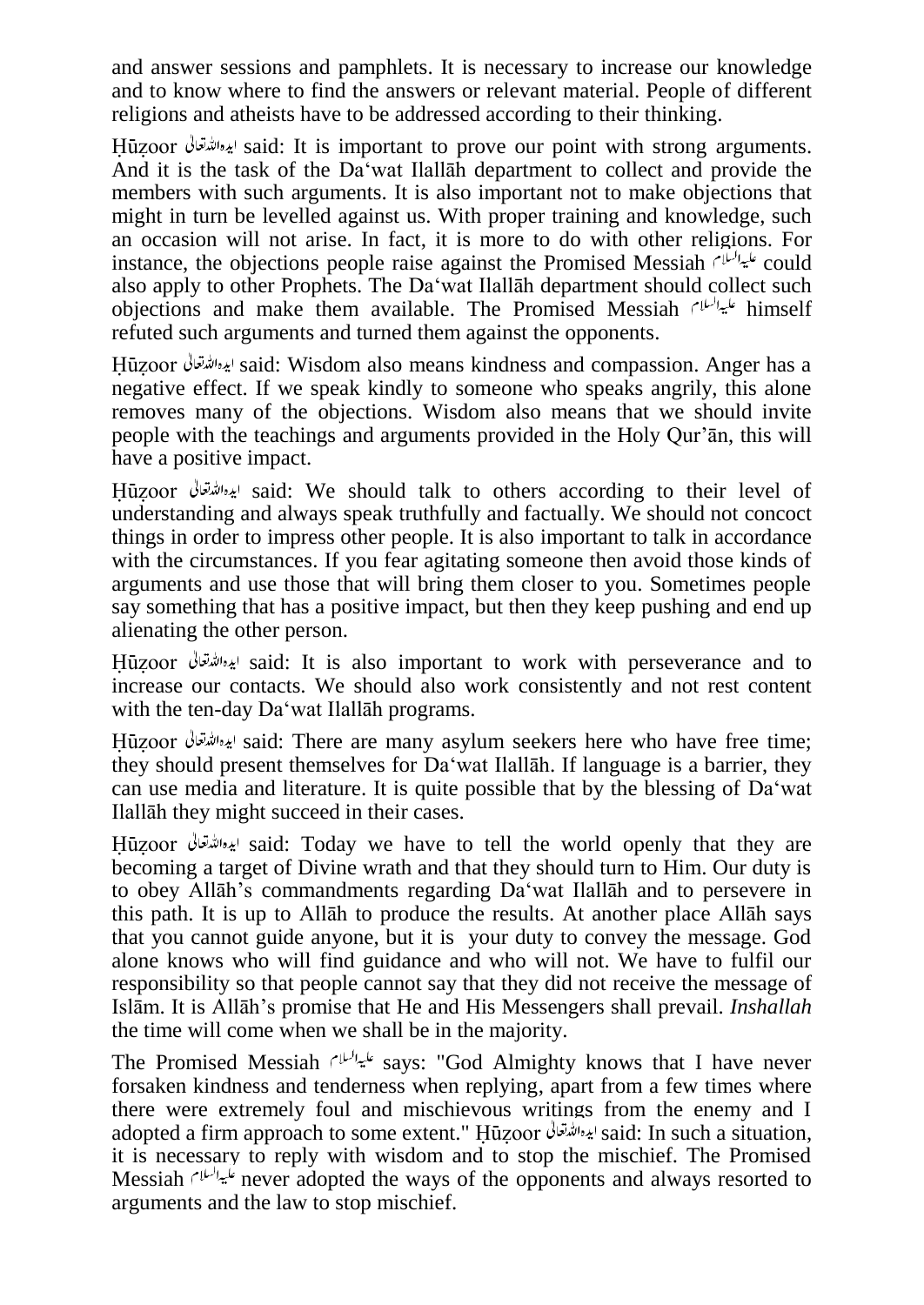and answer sessions and pamphlets. It is necessary to increase our knowledge and to know where to find the answers or relevant material. People of different religions and atheists have to be addressed according to their thinking.

Ḥūẓoor ایدہ اللہ تعالیٰ said: It is important to prove our point with strong arguments. And it is the task of the Da'wat Ilallāh department to collect and provide the members with such arguments. It is also important not to make objections that might in turn be levelled against us. With proper training and knowledge, such an occasion will not arise. In fact, it is more to do with other religions. For instance, the objections people raise against the Promised Messiah علیہ السلام could also apply to other Prophets. The Da'wat Ilallāh department should collect such objections and make them available. The Promised Messiah علیہ السلام himself refuted such arguments and turned them against the opponents.

Ḥūẓoor ایدہ اللہ تعالیٰ said: Wisdom also means kindness and compassion. Anger has a negative effect. If we speak kindly to someone who speaks angrily, this alone removes many of the objections. Wisdom also means that we should invite people with the teachings and arguments provided in the Holy Qur'ān, this will have a positive impact.

Ḥūẓoor ایدہ اللہ تعالیٰ said: We should talk to others according to their level of understanding and always speak truthfully and factually. We should not concoct things in order to impress other people. It is also important to talk in accordance with the circumstances. If you fear agitating someone then avoid those kinds of arguments and use those that will bring them closer to you. Sometimes people say something that has a positive impact, but then they keep pushing and end up alienating the other person.

Ḥūẓoor ایدہ اللہ تعالیٰ said: It is also important to work with perseverance and to increase our contacts. We should also work consistently and not rest content with the ten-day Da'wat Ilallāh programs.

Ḥūẓoor ایدہ اللہ تعالیٰ said: There are many asylum seekers here who have free time; they should present themselves for Da'wat Ilallāh. If language is a barrier, they can use media and literature. It is quite possible that by the blessing of Da'wat Ilallāh they might succeed in their cases.

Ḥūẓoor ایدہ اللہ تعالیٰ said: Today we have to tell the world openly that they are becoming a target of Divine wrath and that they should turn to Him. Our duty is to obey Allāh's commandments regarding Da'wat Ilallāh and to persevere in this path. It is up to Allāh to produce the results. At another place Allāh says that you cannot guide anyone, but it is your duty to convey the message. God alone knows who will find guidance and who will not. We have to fulfil our responsibility so that people cannot say that they did not receive the message of Islām. It is Allāh's promise that He and His Messengers shall prevail. *Inshallah* the time will come when we shall be in the majority.

The Promised Messiah علیہ السلام says: "God Almighty knows that I have never forsaken kindness and tenderness when replying, apart from a few times where there were extremely foul and mischievous writings from the enemy and I adopted a firm approach to some extent." Ḥūẓoor ایدہ اللہ تعالیٰ said: In such a situation, it is necessary to reply with wisdom and to stop the mischief. The Promised Messiah علیہ السلام never adopted the ways of the opponents and always resorted to arguments and the law to stop mischief.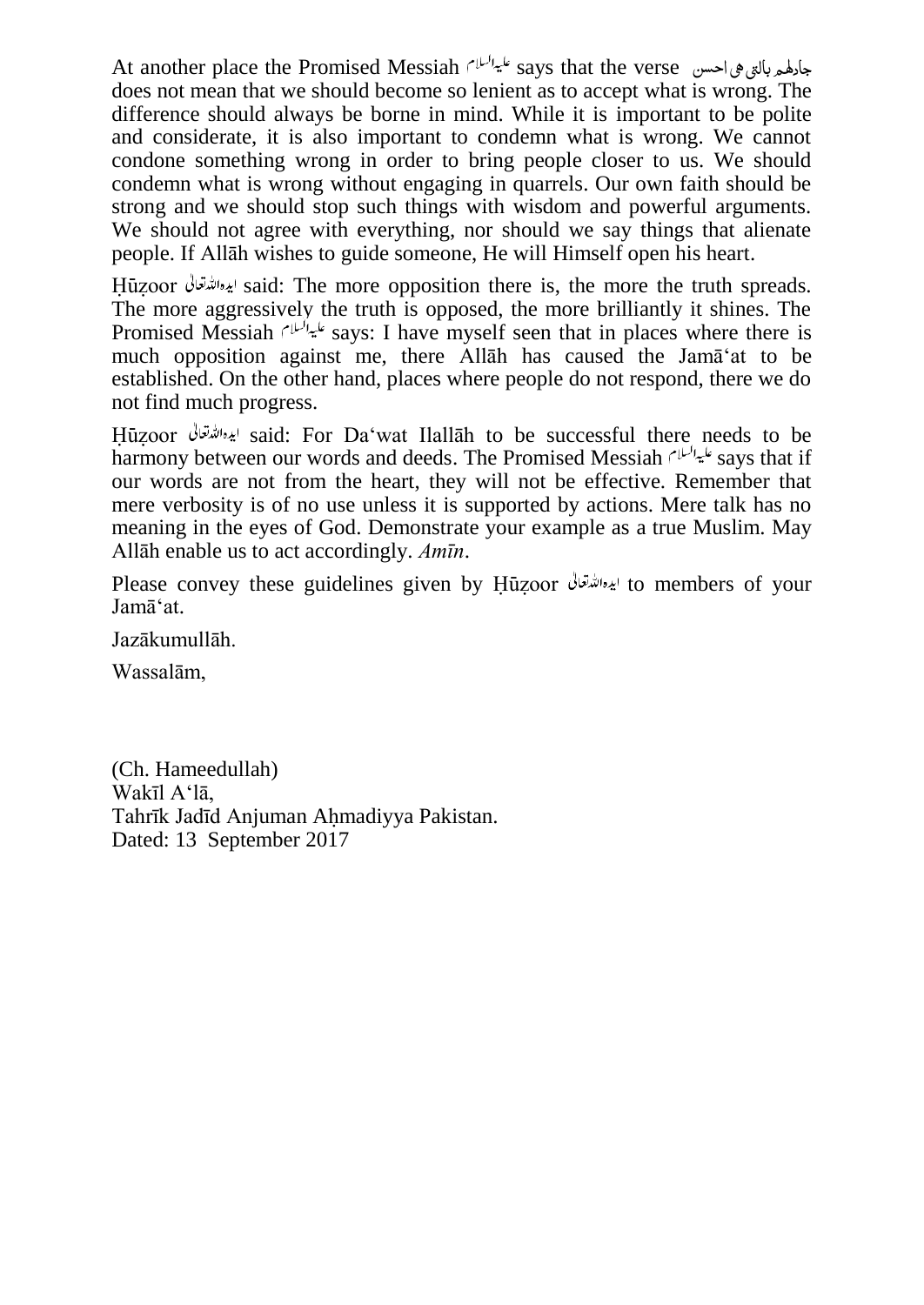At another place the Promised Messiah عليه السلام says that the verse جادلهم بالتی ھی احسن does not mean that we should become so lenient as to accept what is wrong. The difference should always be borne in mind. While it is important to be polite and considerate, it is also important to condemn what is wrong. We cannot condone something wrong in order to bring people closer to us. We should condemn what is wrong without engaging in quarrels. Our own faith should be strong and we should stop such things with wisdom and powerful arguments. We should not agree with everything, nor should we say things that alienate people. If Allāh wishes to guide someone, He will Himself open his heart.

Ḥūẓoor ایدہ اللہ تعالی said: The more opposition there is, the more the truth spreads. The more aggressively the truth is opposed, the more brilliantly it shines. The Promised Messiah عليه السلام says: I have myself seen that in places where there is much opposition against me, there Allāh has caused the Jamā'at to be established. On the other hand, places where people do not respond, there we do not find much progress.

Ḥūẓoor ایدہ اللہ تعالی said: For Da'wat Ilallāh to be successful there needs to be harmony between our words and deeds. The Promised Messiah عليه السلام says that if our words are not from the heart, they will not be effective. Remember that mere verbosity is of no use unless it is supported by actions. Mere talk has no meaning in the eyes of God. Demonstrate your example as a true Muslim. May Allāh enable us to act accordingly. *Amīn*.

Please convey these guidelines given by Ḥūẓoor ایدہ اللہ تعالی to members of your Jamā'at.

Jazākumullāh.

Wassalām,

(Ch. Hameedullah)
Wakīl A'lā,
Tahrīk Jadīd Anjuman Aḥmadiyya Pakistan.
Dated: 13 September 2017